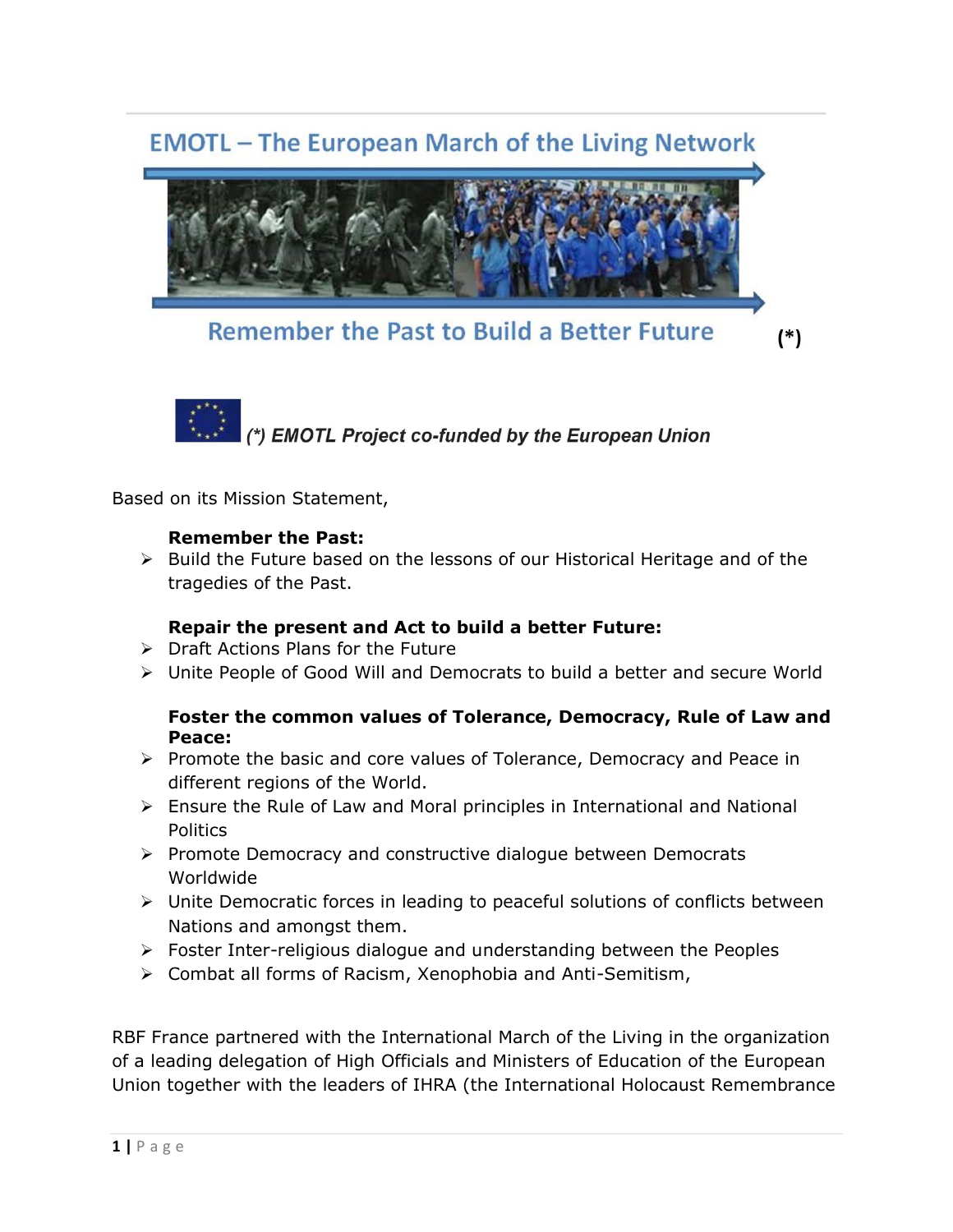# EMOTL – The European March of the Living Network

## Remember the Past to Build a Better Future (*)

***(*) EMOTL Project co-funded by the European Union***

Based on its Mission Statement,

**Remember the Past:**

- Build the Future based on the lessons of our Historical Heritage and of the tragedies of the Past.

**Repair the present and Act to build a better Future:**

- Draft Actions Plans for the Future
- Unite People of Good Will and Democrats to build a better and secure World

**Foster the common values of Tolerance, Democracy, Rule of Law and Peace:**

- Promote the basic and core values of Tolerance, Democracy and Peace in different regions of the World.
- Ensure the Rule of Law and Moral principles in International and National Politics
- Promote Democracy and constructive dialogue between Democrats Worldwide
- Unite Democratic forces in leading to peaceful solutions of conflicts between Nations and amongst them.
- Foster Inter-religious dialogue and understanding between the Peoples
- Combat all forms of Racism, Xenophobia and Anti-Semitism,

RBF France partnered with the International March of the Living in the organization of a leading delegation of High Officials and Ministers of Education of the European Union together with the leaders of IHRA (the International Holocaust Remembrance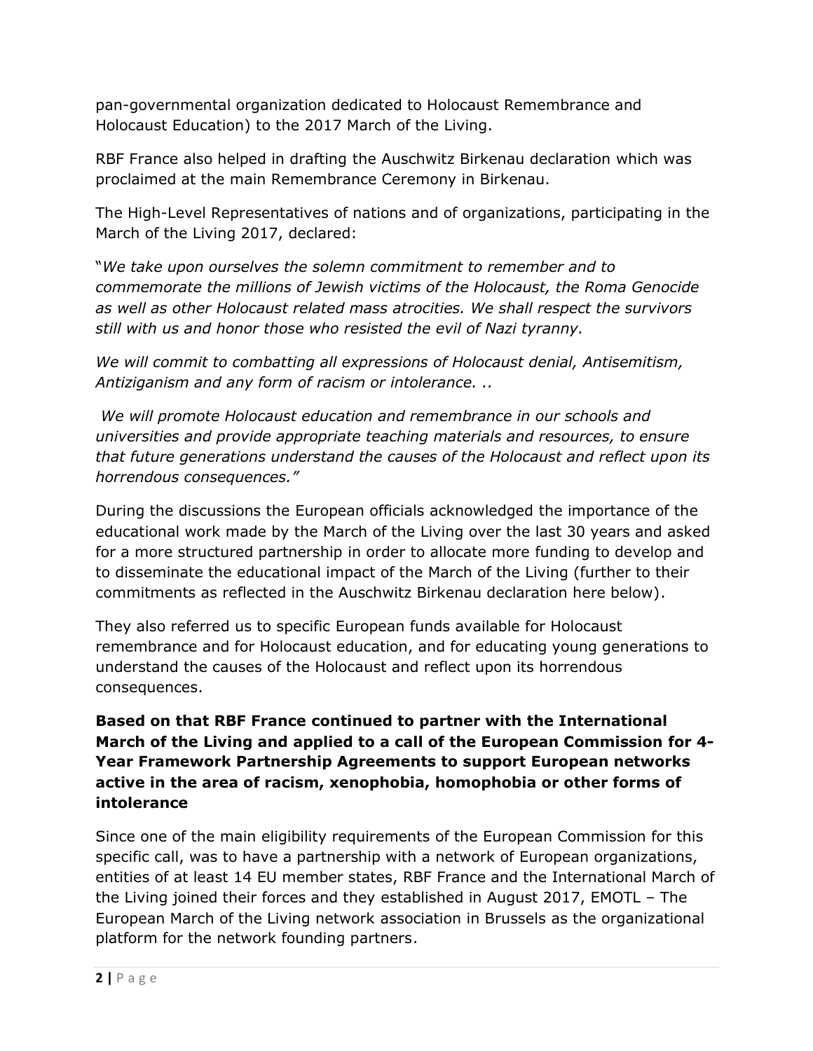pan-governmental organization dedicated to Holocaust Remembrance and Holocaust Education) to the 2017 March of the Living.

RBF France also helped in drafting the Auschwitz Birkenau declaration which was proclaimed at the main Remembrance Ceremony in Birkenau.

The High-Level Representatives of nations and of organizations, participating in the March of the Living 2017, declared:

"*We take upon ourselves the solemn commitment to remember and to commemorate the millions of Jewish victims of the Holocaust, the Roma Genocide as well as other Holocaust related mass atrocities. We shall respect the survivors still with us and honor those who resisted the evil of Nazi tyranny.*

*We will commit to combatting all expressions of Holocaust denial, Antisemitism, Antiziganism and any form of racism or intolerance. ..*

*We will promote Holocaust education and remembrance in our schools and universities and provide appropriate teaching materials and resources, to ensure that future generations understand the causes of the Holocaust and reflect upon its horrendous consequences."*

During the discussions the European officials acknowledged the importance of the educational work made by the March of the Living over the last 30 years and asked for a more structured partnership in order to allocate more funding to develop and to disseminate the educational impact of the March of the Living (further to their commitments as reflected in the Auschwitz Birkenau declaration here below).

They also referred us to specific European funds available for Holocaust remembrance and for Holocaust education, and for educating young generations to understand the causes of the Holocaust and reflect upon its horrendous consequences.

**Based on that RBF France continued to partner with the International March of the Living and applied to a call of the European Commission for 4-Year Framework Partnership Agreements to support European networks active in the area of racism, xenophobia, homophobia or other forms of intolerance**

Since one of the main eligibility requirements of the European Commission for this specific call, was to have a partnership with a network of European organizations, entities of at least 14 EU member states, RBF France and the International March of the Living joined their forces and they established in August 2017, EMOTL – The European March of the Living network association in Brussels as the organizational platform for the network founding partners.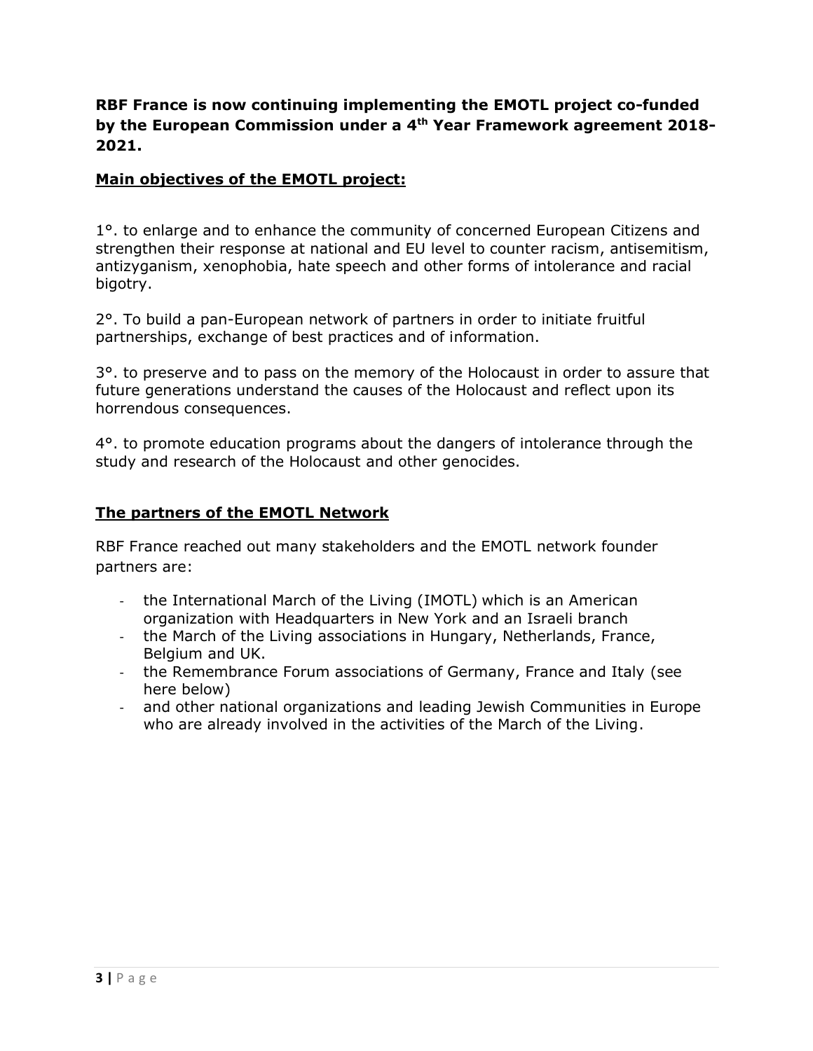**RBF France is now continuing implementing the EMOTL project co-funded by the European Commission under a 4th Year Framework agreement 2018-2021.**

## Main objectives of the EMOTL project:

1°. to enlarge and to enhance the community of concerned European Citizens and strengthen their response at national and EU level to counter racism, antisemitism, antizyganism, xenophobia, hate speech and other forms of intolerance and racial bigotry.

2°. To build a pan-European network of partners in order to initiate fruitful partnerships, exchange of best practices and of information.

3°. to preserve and to pass on the memory of the Holocaust in order to assure that future generations understand the causes of the Holocaust and reflect upon its horrendous consequences.

4°. to promote education programs about the dangers of intolerance through the study and research of the Holocaust and other genocides.

## The partners of the EMOTL Network

RBF France reached out many stakeholders and the EMOTL network founder partners are:

- the International March of the Living (IMOTL) which is an American organization with Headquarters in New York and an Israeli branch
- the March of the Living associations in Hungary, Netherlands, France, Belgium and UK.
- the Remembrance Forum associations of Germany, France and Italy (see here below)
- and other national organizations and leading Jewish Communities in Europe who are already involved in the activities of the March of the Living.